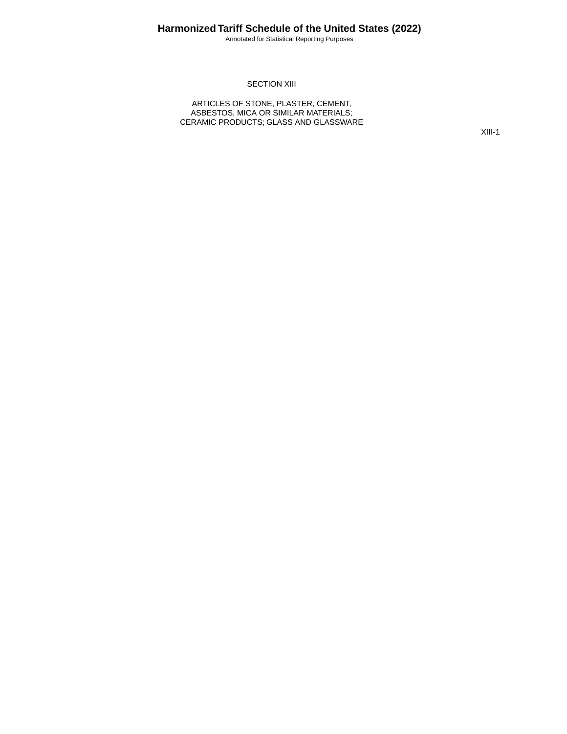# SECTION XIII

## ARTICLES OF STONE, PLASTER, CEMENT, ASBESTOS, MICA OR SIMILAR MATERIALS; CERAMIC PRODUCTS; GLASS AND GLASSWARE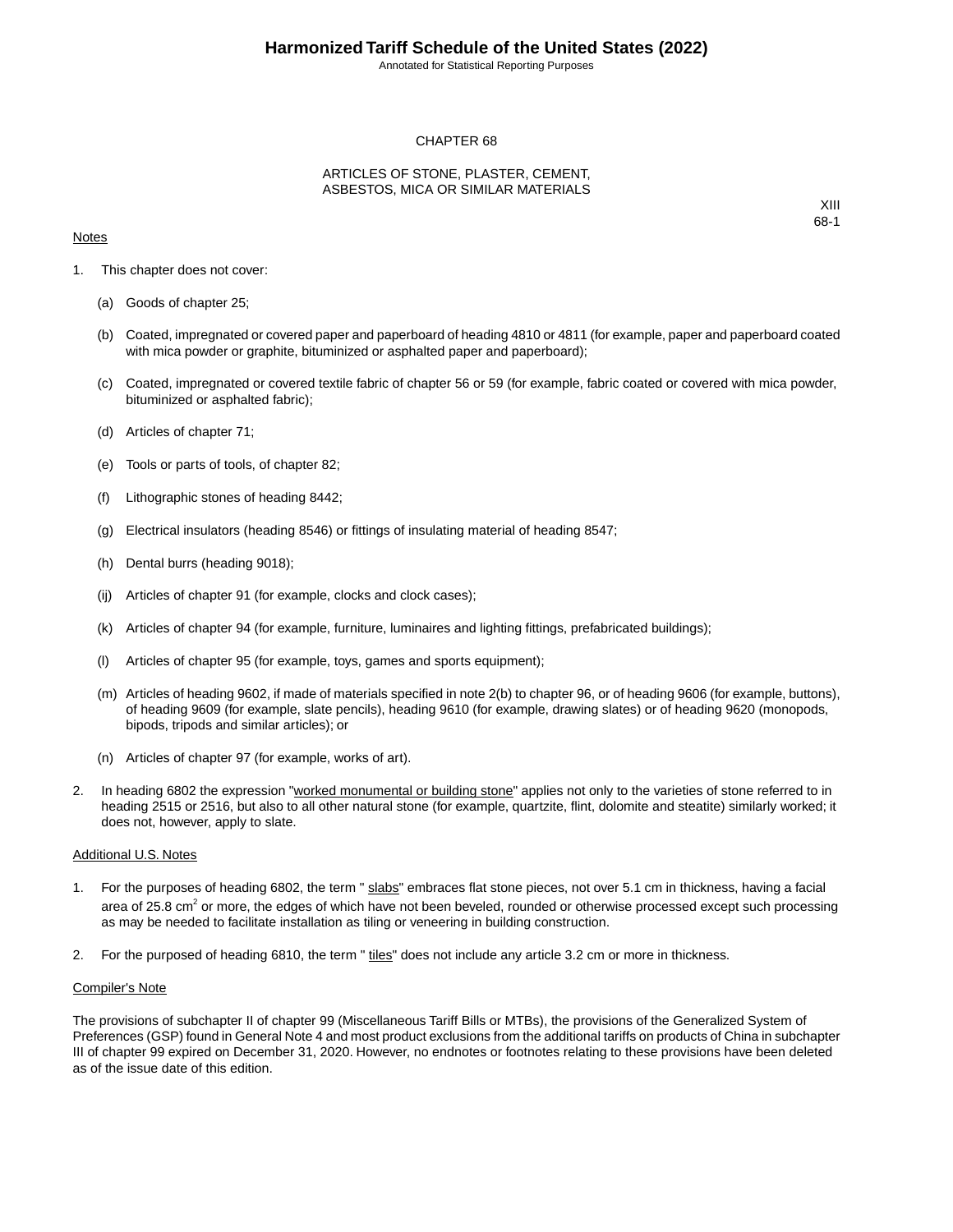# CHAPTER 68

## ARTICLES OF STONE, PLASTER, CEMENT, ASBESTOS, MICA OR SIMILAR MATERIALS

XIII
68-1

Notes

1. This chapter does not cover:

   (a) Goods of chapter 25;

   (b) Coated, impregnated or covered paper and paperboard of heading 4810 or 4811 (for example, paper and paperboard coated with mica powder or graphite, bituminized or asphalted paper and paperboard);

   (c) Coated, impregnated or covered textile fabric of chapter 56 or 59 (for example, fabric coated or covered with mica powder, bituminized or asphalted fabric);

   (d) Articles of chapter 71;

   (e) Tools or parts of tools, of chapter 82;

   (f) Lithographic stones of heading 8442;

   (g) Electrical insulators (heading 8546) or fittings of insulating material of heading 8547;

   (h) Dental burrs (heading 9018);

   (ij) Articles of chapter 91 (for example, clocks and clock cases);

   (k) Articles of chapter 94 (for example, furniture, luminaires and lighting fittings, prefabricated buildings);

   (l) Articles of chapter 95 (for example, toys, games and sports equipment);

   (m) Articles of heading 9602, if made of materials specified in note 2(b) to chapter 96, or of heading 9606 (for example, buttons), of heading 9609 (for example, slate pencils), heading 9610 (for example, drawing slates) or of heading 9620 (monopods, bipods, tripods and similar articles); or

   (n) Articles of chapter 97 (for example, works of art).

2. In heading 6802 the expression "worked monumental or building stone" applies not only to the varieties of stone referred to in heading 2515 or 2516, but also to all other natural stone (for example, quartzite, flint, dolomite and steatite) similarly worked; it does not, however, apply to slate.

Additional U.S. Notes

1. For the purposes of heading 6802, the term " slabs" embraces flat stone pieces, not over 5.1 cm in thickness, having a facial area of 25.8 $cm^2$ or more, the edges of which have not been beveled, rounded or otherwise processed except such processing as may be needed to facilitate installation as tiling or veneering in building construction.

2. For the purposed of heading 6810, the term " tiles" does not include any article 3.2 cm or more in thickness.

Compiler's Note

The provisions of subchapter II of chapter 99 (Miscellaneous Tariff Bills or MTBs), the provisions of the Generalized System of Preferences (GSP) found in General Note 4 and most product exclusions from the additional tariffs on products of China in subchapter III of chapter 99 expired on December 31, 2020. However, no endnotes or footnotes relating to these provisions have been deleted as of the issue date of this edition.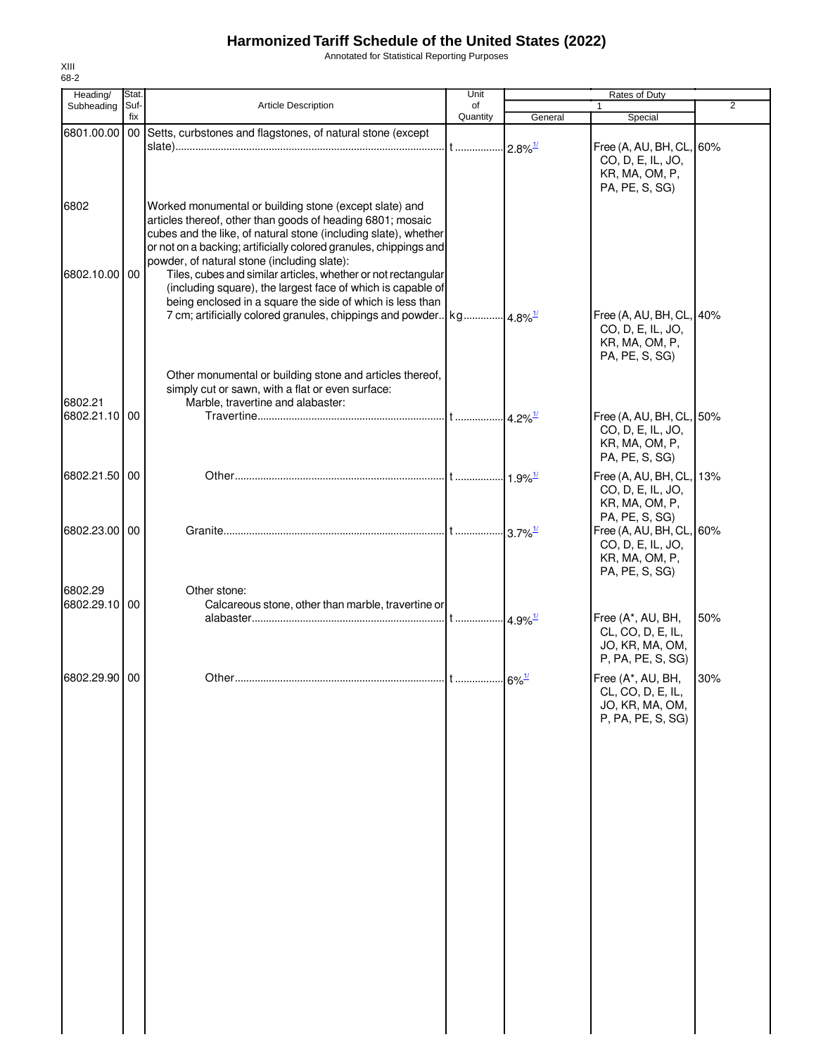# Harmonized Tariff Schedule of the United States (2022)

Annotated for Statistical Reporting Purposes

XIII
68-2

| Heading/ Subheading | Stat. Suf- fix | Article Description | Unit of Quantity | Rates of Duty 1 General | Special | 2 |
|---|---|---|---|---|---|---|
| 6801.00.00 | 00 | Setts, curbstones and flagstones, of natural stone (except slate) | t | 2.8%[1/] | Free (A, AU, BH, CL, CO, D, E, IL, JO, KR, MA, OM, P, PA, PE, S, SG) | 60% |
| 6802 | | Worked monumental or building stone (except slate) and articles thereof, other than goods of heading 6801; mosaic cubes and the like, of natural stone (including slate), whether or not on a backing; artificially colored granules, chippings and powder, of natural stone (including slate): | | | | |
| 6802.10.00 | 00 | Tiles, cubes and similar articles, whether or not rectangular (including square), the largest face of which is capable of being enclosed in a square the side of which is less than 7 cm; artificially colored granules, chippings and powder | kg | 4.8%[1/] | Free (A, AU, BH, CL, CO, D, E, IL, JO, KR, MA, OM, P, PA, PE, S, SG) | 40% |
| | | Other monumental or building stone and articles thereof, simply cut or sawn, with a flat or even surface: | | | | |
| 6802.21 | | Marble, travertine and alabaster: | | | | |
| 6802.21.10 | 00 | Travertine | t | 4.2%[1/] | Free (A, AU, BH, CL, CO, D, E, IL, JO, KR, MA, OM, P, PA, PE, S, SG) | 50% |
| 6802.21.50 | 00 | Other | t | 1.9%[1/] | Free (A, AU, BH, CL, CO, D, E, IL, JO, KR, MA, OM, P, PA, PE, S, SG) | 13% |
| 6802.23.00 | 00 | Granite | t | 3.7%[1/] | Free (A, AU, BH, CL, CO, D, E, IL, JO, KR, MA, OM, P, PA, PE, S, SG) | 60% |
| 6802.29 | | Other stone: | | | | |
| 6802.29.10 | 00 | Calcareous stone, other than marble, travertine or alabaster | t | 4.9%[1/] | Free (A*, AU, BH, CL, CO, D, E, IL, JO, KR, MA, OM, P, PA, PE, S, SG) | 50% |
| 6802.29.90 | 00 | Other | t | 6%[1/] | Free (A*, AU, BH, CL, CO, D, E, IL, JO, KR, MA, OM, P, PA, PE, S, SG) | 30% |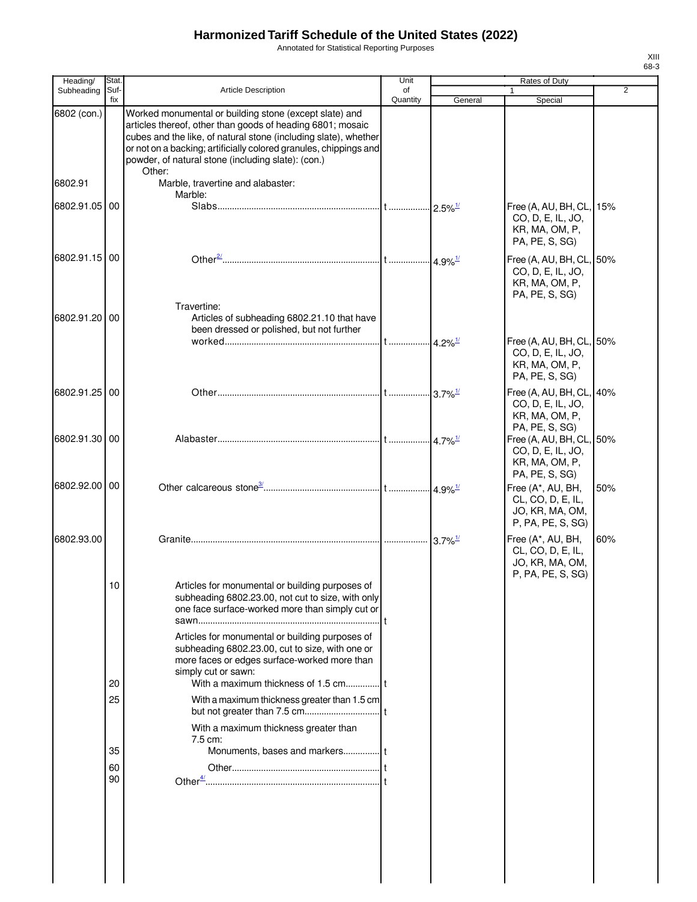# Harmonized Tariff Schedule of the United States (2022)

Annotated for Statistical Reporting Purposes

| Heading/ Subheading | Stat. Suf- fix | Article Description | Unit of Quantity | Rates of Duty 1 General | Special | 2 |
|---|---|---|---|---|---|---|
| 6802 (con.) | | Worked monumental or building stone (except slate) and articles thereof, other than goods of heading 6801; mosaic cubes and the like, of natural stone (including slate), whether or not on a backing; artificially colored granules, chippings and powder, of natural stone (including slate): (con.) | | | | |
| | | Other: | | | | |
| 6802.91 | | Marble, travertine and alabaster: | | | | |
| | | Marble: | | | | |
| 6802.91.05 | 00 | Slabs | t | 2.5%[1/] | Free (A, AU, BH, CL, CO, D, E, IL, JO, KR, MA, OM, P, PA, PE, S, SG) | 15% |
| 6802.91.15 | 00 | Other[2/] | t | 4.9%[1/] | Free (A, AU, BH, CL, CO, D, E, IL, JO, KR, MA, OM, P, PA, PE, S, SG) | 50% |
| | | Travertine: | | | | |
| 6802.91.20 | 00 | Articles of subheading 6802.21.10 that have been dressed or polished, but not further worked | t | 4.2%[1/] | Free (A, AU, BH, CL, CO, D, E, IL, JO, KR, MA, OM, P, PA, PE, S, SG) | 50% |
| 6802.91.25 | 00 | Other | t | 3.7%[1/] | Free (A, AU, BH, CL, CO, D, E, IL, JO, KR, MA, OM, P, PA, PE, S, SG) | 40% |
| 6802.91.30 | 00 | Alabaster | t | 4.7%[1/] | Free (A, AU, BH, CL, CO, D, E, IL, JO, KR, MA, OM, P, PA, PE, S, SG) | 50% |
| 6802.92.00 | 00 | Other calcareous stone[3/] | t | 4.9%[1/] | Free (A*, AU, BH, CL, CO, D, E, IL, JO, KR, MA, OM, P, PA, PE, S, SG) | 50% |
| 6802.93.00 | | Granite | | 3.7%[1/] | Free (A*, AU, BH, CL, CO, D, E, IL, JO, KR, MA, OM, P, PA, PE, S, SG) | 60% |
| | 10 | Articles for monumental or building purposes of subheading 6802.23.00, not cut to size, with only one face surface-worked more than simply cut or sawn | t | | | |
| | | Articles for monumental or building purposes of subheading 6802.23.00, cut to size, with one or more faces or edges surface-worked more than simply cut or sawn: | | | | |
| | 20 | With a maximum thickness of 1.5 cm | t | | | |
| | 25 | With a maximum thickness greater than 1.5 cm but not greater than 7.5 cm | t | | | |
| | | With a maximum thickness greater than 7.5 cm: | | | | |
| | 35 | Monuments, bases and markers | t | | | |
| | 60 | Other | t | | | |
| | 90 | Other[4/] | t | | | |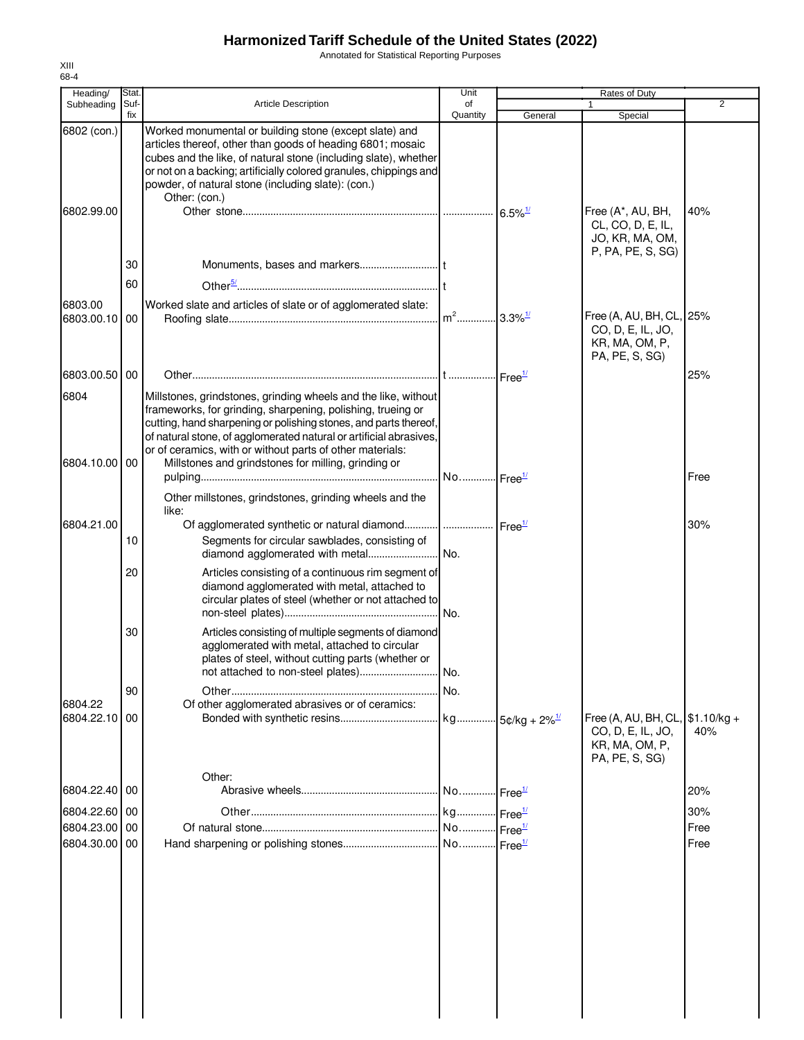# Harmonized Tariff Schedule of the United States (2022)

Annotated for Statistical Reporting Purposes

XIII
68-4

| Heading/ Subheading | Stat. Suf-fix | Article Description | Unit of Quantity | Rates of Duty 1 General | Special | 2 |
|---|---|---|---|---|---|---|
| 6802 (con.) | | Worked monumental or building stone (except slate) and articles thereof, other than goods of heading 6801; mosaic cubes and the like, of natural stone (including slate), whether or not on a backing; artificially colored granules, chippings and powder, of natural stone (including slate): (con.) | | | | |
| | | Other: (con.) | | | | |
| 6802.99.00 | | Other stone | | 6.5%[1/] | Free (A*, AU, BH, CL, CO, D, E, IL, JO, KR, MA, OM, P, PA, PE, S, SG) | 40% |
| | 30 | Monuments, bases and markers | t | | | |
| | 60 | Other[5/] | t | | | |
| 6803.00 | | Worked slate and articles of slate or of agglomerated slate: | | | | |
| 6803.00.10 | 00 | Roofing slate | $m^2$ | 3.3%[1/] | Free (A, AU, BH, CL, CO, D, E, IL, JO, KR, MA, OM, P, PA, PE, S, SG) | 25% |
| 6803.00.50 | 00 | Other | t | Free[1/] | | 25% |
| 6804 | | Millstones, grindstones, grinding wheels and the like, without frameworks, for grinding, sharpening, polishing, trueing or cutting, hand sharpening or polishing stones, and parts thereof, of natural stone, of agglomerated natural or artificial abrasives, or of ceramics, with or without parts of other materials: | | | | |
| 6804.10.00 | 00 | Millstones and grindstones for milling, grinding or pulping | No. | Free[1/] | | Free |
| | | Other millstones, grindstones, grinding wheels and the like: | | | | |
| 6804.21.00 | | Of agglomerated synthetic or natural diamond | | Free[1/] | | 30% |
| | 10 | Segments for circular sawblades, consisting of diamond agglomerated with metal | No. | | | |
| | 20 | Articles consisting of a continuous rim segment of diamond agglomerated with metal, attached to circular plates of steel (whether or not attached to non-steel plates) | No. | | | |
| | 30 | Articles consisting of multiple segments of diamond agglomerated with metal, attached to circular plates of steel, without cutting parts (whether or not attached to non-steel plates) | No. | | | |
| | 90 | Other | No. | | | |
| 6804.22 | | Of other agglomerated abrasives or of ceramics: | | | | |
| 6804.22.10 | 00 | Bonded with synthetic resins | kg | 5¢/kg + 2%[1/] | Free (A, AU, BH, CL, CO, D, E, IL, JO, KR, MA, OM, P, PA, PE, S, SG) | $1.10/kg + 40% |
| | | Other: | | | | |
| 6804.22.40 | 00 | Abrasive wheels | No. | Free[1/] | | 20% |
| 6804.22.60 | 00 | Other | kg | Free[1/] | | 30% |
| 6804.23.00 | 00 | Of natural stone | No. | Free[1/] | | Free |
| 6804.30.00 | 00 | Hand sharpening or polishing stones | No. | Free[1/] | | Free |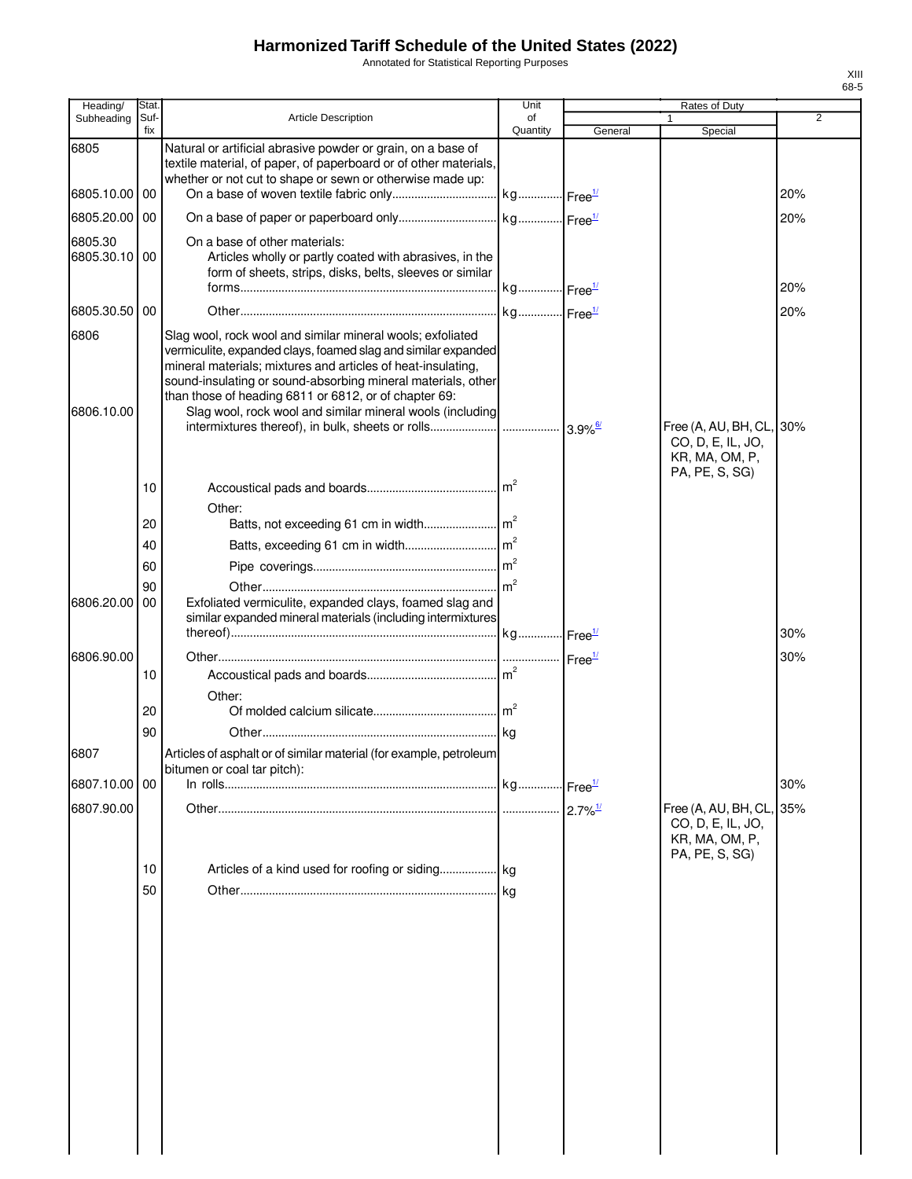# Harmonized Tariff Schedule of the United States (2022)

Annotated for Statistical Reporting Purposes

XIII
68-5

| Heading/ Subheading | Stat. Suf- fix | Article Description | Unit of Quantity | Rates of Duty 1 General | Special | 2 |
|---|---|---|---|---|---|---|
| 6805 | | Natural or artificial abrasive powder or grain, on a base of textile material, of paper, of paperboard or of other materials, whether or not cut to shape or sewn or otherwise made up: | | | | |
| 6805.10.00 | 00 | On a base of woven textile fabric only | kg | Free[1/] | | 20% |
| 6805.20.00 | 00 | On a base of paper or paperboard only | kg | Free[1/] | | 20% |
| 6805.30 | | On a base of other materials: | | | | |
| 6805.30.10 | 00 | Articles wholly or partly coated with abrasives, in the form of sheets, strips, disks, belts, sleeves or similar forms | kg | Free[1/] | | 20% |
| 6805.30.50 | 00 | Other | kg | Free[1/] | | 20% |
| 6806 | | Slag wool, rock wool and similar mineral wools; exfoliated vermiculite, expanded clays, foamed slag and similar expanded mineral materials; mixtures and articles of heat-insulating, sound-insulating or sound-absorbing mineral materials, other than those of heading 6811 or 6812, or of chapter 69: | | | | |
| 6806.10.00 | | Slag wool, rock wool and similar mineral wools (including intermixtures thereof), in bulk, sheets or rolls | | 3.9%[6/] | Free (A, AU, BH, CL, CO, D, E, IL, JO, KR, MA, OM, P, PA, PE, S, SG) | 30% |
| | 10 | Accoustical pads and boards | m² | | | |
| | | Other: | | | | |
| | 20 | Batts, not exceeding 61 cm in width | m² | | | |
| | 40 | Batts, exceeding 61 cm in width | m² | | | |
| | 60 | Pipe coverings | m² | | | |
| | 90 | Other | m² | | | |
| 6806.20.00 | 00 | Exfoliated vermiculite, expanded clays, foamed slag and similar expanded mineral materials (including intermixtures thereof) | kg | Free[1/] | | 30% |
| 6806.90.00 | | Other | | Free[1/] | | 30% |
| | 10 | Accoustical pads and boards | m² | | | |
| | | Other: | | | | |
| | 20 | Of molded calcium silicate | m² | | | |
| | 90 | Other | kg | | | |
| 6807 | | Articles of asphalt or of similar material (for example, petroleum bitumen or coal tar pitch): | | | | |
| 6807.10.00 | 00 | In rolls | kg | Free[1/] | | 30% |
| 6807.90.00 | | Other | | 2.7%[1/] | Free (A, AU, BH, CL, CO, D, E, IL, JO, KR, MA, OM, P, PA, PE, S, SG) | 35% |
| | 10 | Articles of a kind used for roofing or siding | kg | | | |
| | 50 | Other | kg | | | |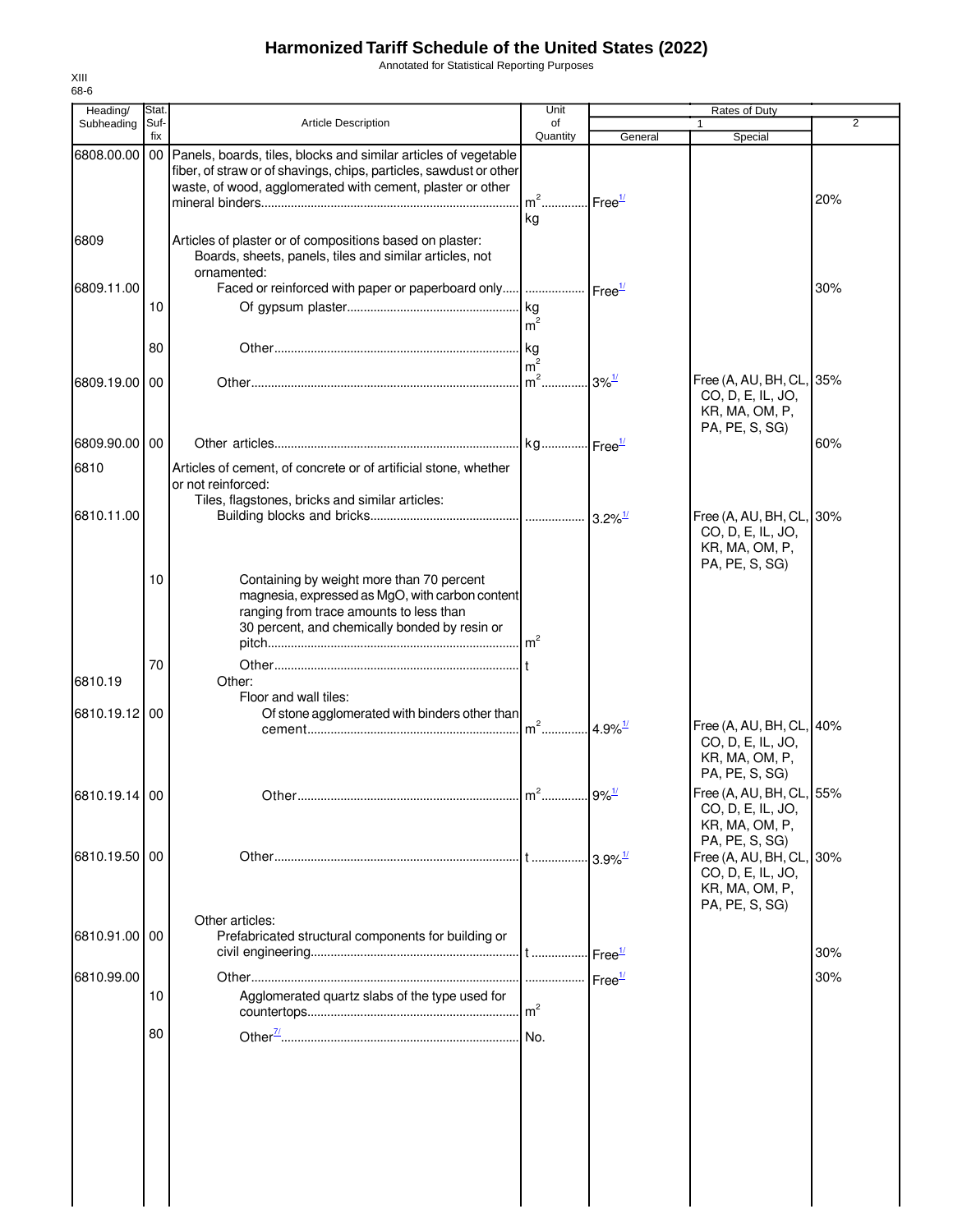# Harmonized Tariff Schedule of the United States (2022)

Annotated for Statistical Reporting Purposes

XIII
68-6

| Heading/ Subheading | Stat. Suf- fix | Article Description | Unit of Quantity | Rates of Duty 1 General | Special | 2 |
|---|---|---|---|---|---|---|
| 6808.00.00 | 00 | Panels, boards, tiles, blocks and similar articles of vegetable fiber, of straw or of shavings, chips, particles, sawdust or other waste, of wood, agglomerated with cement, plaster or other mineral binders | $m^2$ kg | Free[1/] | | 20% |
| 6809 | | Articles of plaster or of compositions based on plaster: | | | | |
| | | Boards, sheets, panels, tiles and similar articles, not ornamented: | | | | |
| 6809.11.00 | | Faced or reinforced with paper or paperboard only | | Free[1/] | | 30% |
| | 10 | Of gypsum plaster | kg $m^2$ | | | |
| | 80 | Other | kg $m^2$ | | | |
| 6809.19.00 | 00 | Other | $m^2$ | 3%[1/] | Free (A, AU, BH, CL, CO, D, E, IL, JO, KR, MA, OM, P, PA, PE, S, SG) | 35% |
| 6809.90.00 | 00 | Other articles | kg | Free[1/] | | 60% |
| 6810 | | Articles of cement, of concrete or of artificial stone, whether or not reinforced: | | | | |
| | | Tiles, flagstones, bricks and similar articles: | | | | |
| 6810.11.00 | | Building blocks and bricks | | 3.2%[1/] | Free (A, AU, BH, CL, CO, D, E, IL, JO, KR, MA, OM, P, PA, PE, S, SG) | 30% |
| | 10 | Containing by weight more than 70 percent magnesia, expressed as MgO, with carbon content ranging from trace amounts to less than 30 percent, and chemically bonded by resin or pitch | $m^2$ | | | |
| | 70 | Other | t | | | |
| 6810.19 | | Other: | | | | |
| | | Floor and wall tiles: | | | | |
| 6810.19.12 | 00 | Of stone agglomerated with binders other than cement | $m^2$ | 4.9%[1/] | Free (A, AU, BH, CL, CO, D, E, IL, JO, KR, MA, OM, P, PA, PE, S, SG) | 40% |
| 6810.19.14 | 00 | Other | $m^2$ | 9%[1/] | Free (A, AU, BH, CL, CO, D, E, IL, JO, KR, MA, OM, P, PA, PE, S, SG) | 55% |
| 6810.19.50 | 00 | Other | t | 3.9%[1/] | Free (A, AU, BH, CL, CO, D, E, IL, JO, KR, MA, OM, P, PA, PE, S, SG) | 30% |
| | | Other articles: | | | | |
| 6810.91.00 | 00 | Prefabricated structural components for building or civil engineering | t | Free[1/] | | 30% |
| 6810.99.00 | | Other | | Free[1/] | | 30% |
| | 10 | Agglomerated quartz slabs of the type used for countertops | $m^2$ | | | |
| | 80 | Other[7/] | No. | | | |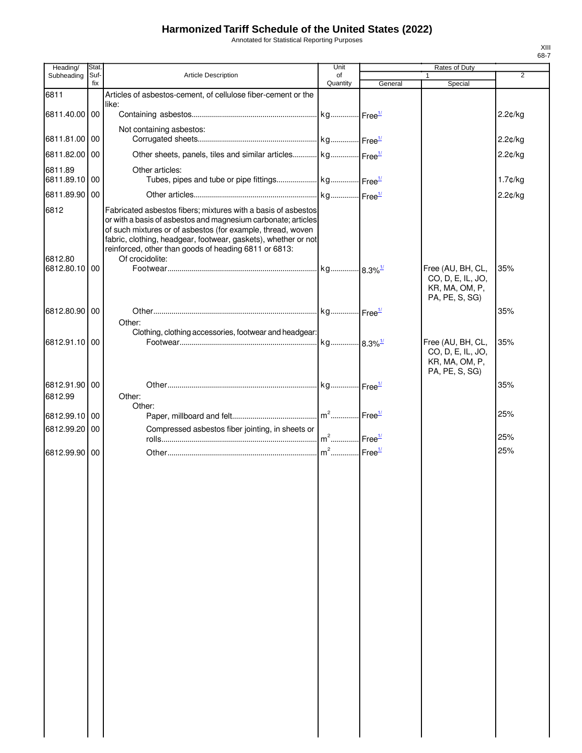# Harmonized Tariff Schedule of the United States (2022)

Annotated for Statistical Reporting Purposes

| Heading/ Subheading | Stat. Suf-fix | Article Description | Unit of Quantity | Rates of Duty 1 General | Rates of Duty 1 Special | Rates of Duty 2 |
|---|---|---|---|---|---|---|
| 6811 | | Articles of asbestos-cement, of cellulose fiber-cement or the like: | | | | |
| 6811.40.00 | 00 | Containing asbestos | kg | Free[1/] | | 2.2¢/kg |
| | | Not containing asbestos: | | | | |
| 6811.81.00 | 00 | Corrugated sheets | kg | Free[1/] | | 2.2¢/kg |
| 6811.82.00 | 00 | Other sheets, panels, tiles and similar articles | kg | Free[1/] | | 2.2¢/kg |
| 6811.89 | | Other articles: | | | | |
| 6811.89.10 | 00 | Tubes, pipes and tube or pipe fittings | kg | Free[1/] | | 1.7¢/kg |
| 6811.89.90 | 00 | Other articles | kg | Free[1/] | | 2.2¢/kg |
| 6812 | | Fabricated asbestos fibers; mixtures with a basis of asbestos or with a basis of asbestos and magnesium carbonate; articles of such mixtures or of asbestos (for example, thread, woven fabric, clothing, headgear, footwear, gaskets), whether or not reinforced, other than goods of heading 6811 or 6813: | | | | |
| 6812.80 | | Of crocidolite: | | | | |
| 6812.80.10 | 00 | Footwear | kg | 8.3%[1/] | Free (AU, BH, CL, CO, D, E, IL, JO, KR, MA, OM, P, PA, PE, S, SG) | 35% |
| 6812.80.90 | 00 | Other | kg | Free[1/] | | 35% |
| | | Other: | | | | |
| | | Clothing, clothing accessories, footwear and headgear: | | | | |
| 6812.91.10 | 00 | Footwear | kg | 8.3%[1/] | Free (AU, BH, CL, CO, D, E, IL, JO, KR, MA, OM, P, PA, PE, S, SG) | 35% |
| 6812.91.90 | 00 | Other | kg | Free[1/] | | 35% |
| 6812.99 | | Other: | | | | |
| | | Other: | | | | |
| 6812.99.10 | 00 | Paper, millboard and felt | $m^2$ | Free[1/] | | 25% |
| 6812.99.20 | 00 | Compressed asbestos fiber jointing, in sheets or rolls | $m^2$ | Free[1/] | | 25% |
| 6812.99.90 | 00 | Other | $m^2$ | Free[1/] | | 25% |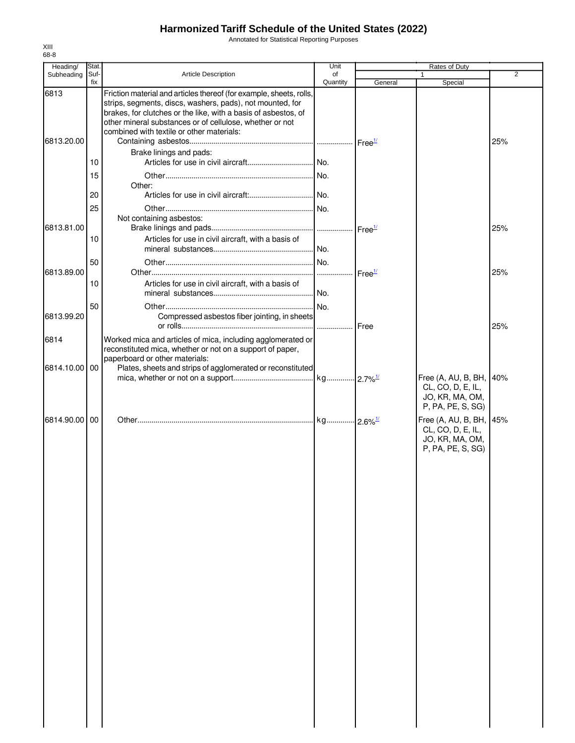# Harmonized Tariff Schedule of the United States (2022)

Annotated for Statistical Reporting Purposes

XIII
68-8

| Heading/ Subheading | Stat. Suf- fix | Article Description | Unit of Quantity | Rates of Duty | | |
|---|---|---|---|---|---|---|
| | | | | 1 | | 2 |
| | | | | General | Special | |
| 6813 | | Friction material and articles thereof (for example, sheets, rolls, strips, segments, discs, washers, pads), not mounted, for brakes, for clutches or the like, with a basis of asbestos, of other mineral substances or of cellulose, whether or not combined with textile or other materials: | | | | |
| 6813.20.00 | | Containing asbestos | | Free[1/] | | 25% |
| | | Brake linings and pads: | | | | |
| | 10 | Articles for use in civil aircraft | No. | | | |
| | 15 | Other | No. | | | |
| | | Other: | | | | |
| | 20 | Articles for use in civil aircraft: | No. | | | |
| | 25 | Other | No. | | | |
| | | Not containing asbestos: | | | | |
| 6813.81.00 | | Brake linings and pads | | Free[1/] | | 25% |
| | 10 | Articles for use in civil aircraft, with a basis of mineral substances | No. | | | |
| | 50 | Other | No. | | | |
| 6813.89.00 | | Other | | Free[1/] | | 25% |
| | 10 | Articles for use in civil aircraft, with a basis of mineral substances | No. | | | |
| | 50 | Other | No. | | | |
| 6813.99.20 | | Compressed asbestos fiber jointing, in sheets or rolls | | Free | | 25% |
| 6814 | | Worked mica and articles of mica, including agglomerated or reconstituted mica, whether or not on a support of paper, paperboard or other materials: | | | | |
| 6814.10.00 | 00 | Plates, sheets and strips of agglomerated or reconstituted mica, whether or not on a support | kg | 2.7%[1/] | Free (A, AU, B, BH, CL, CO, D, E, IL, JO, KR, MA, OM, P, PA, PE, S, SG) | 40% |
| 6814.90.00 | 00 | Other | kg | 2.6%[1/] | Free (A, AU, B, BH, CL, CO, D, E, IL, JO, KR, MA, OM, P, PA, PE, S, SG) | 45% |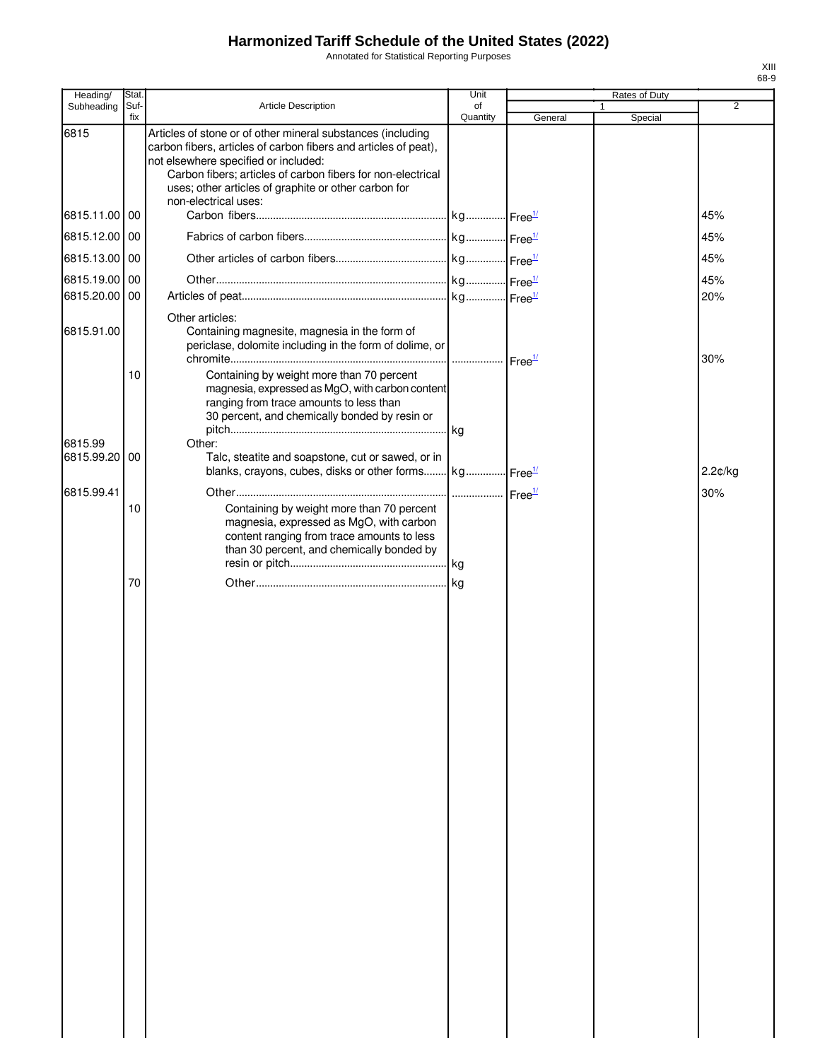# Harmonized Tariff Schedule of the United States (2022)

Annotated for Statistical Reporting Purposes

XIII
68-9

| Heading/ Subheading | Stat. Suf-fix | Article Description | Unit of Quantity | Rates of Duty 1 General | Rates of Duty 1 Special | Rates of Duty 2 |
|---|---|---|---|---|---|---|
| 6815 | | Articles of stone or of other mineral substances (including carbon fibers, articles of carbon fibers and articles of peat), not elsewhere specified or included: | | | | |
| | | Carbon fibers; articles of carbon fibers for non-electrical uses; other articles of graphite or other carbon for non-electrical uses: | | | | |
| 6815.11.00 | 00 | Carbon fibers | kg | Free[1/] | | 45% |
| 6815.12.00 | 00 | Fabrics of carbon fibers | kg | Free[1/] | | 45% |
| 6815.13.00 | 00 | Other articles of carbon fibers | kg | Free[1/] | | 45% |
| 6815.19.00 | 00 | Other | kg | Free[1/] | | 45% |
| 6815.20.00 | 00 | Articles of peat | kg | Free[1/] | | 20% |
| | | Other articles: | | | | |
| 6815.91.00 | | Containing magnesite, magnesia in the form of periclase, dolomite including in the form of dolime, or chromite | | Free[1/] | | 30% |
| | 10 | Containing by weight more than 70 percent magnesia, expressed as MgO, with carbon content ranging from trace amounts to less than 30 percent, and chemically bonded by resin or pitch | kg | | | |
| 6815.99 | | Other: | | | | |
| 6815.99.20 | 00 | Talc, steatite and soapstone, cut or sawed, or in blanks, crayons, cubes, disks or other forms | kg | Free[1/] | | 2.2¢/kg |
| 6815.99.41 | | Other | | Free[1/] | | 30% |
| | 10 | Containing by weight more than 70 percent magnesia, expressed as MgO, with carbon content ranging from trace amounts to less than 30 percent, and chemically bonded by resin or pitch | kg | | | |
| | 70 | Other | kg | | | |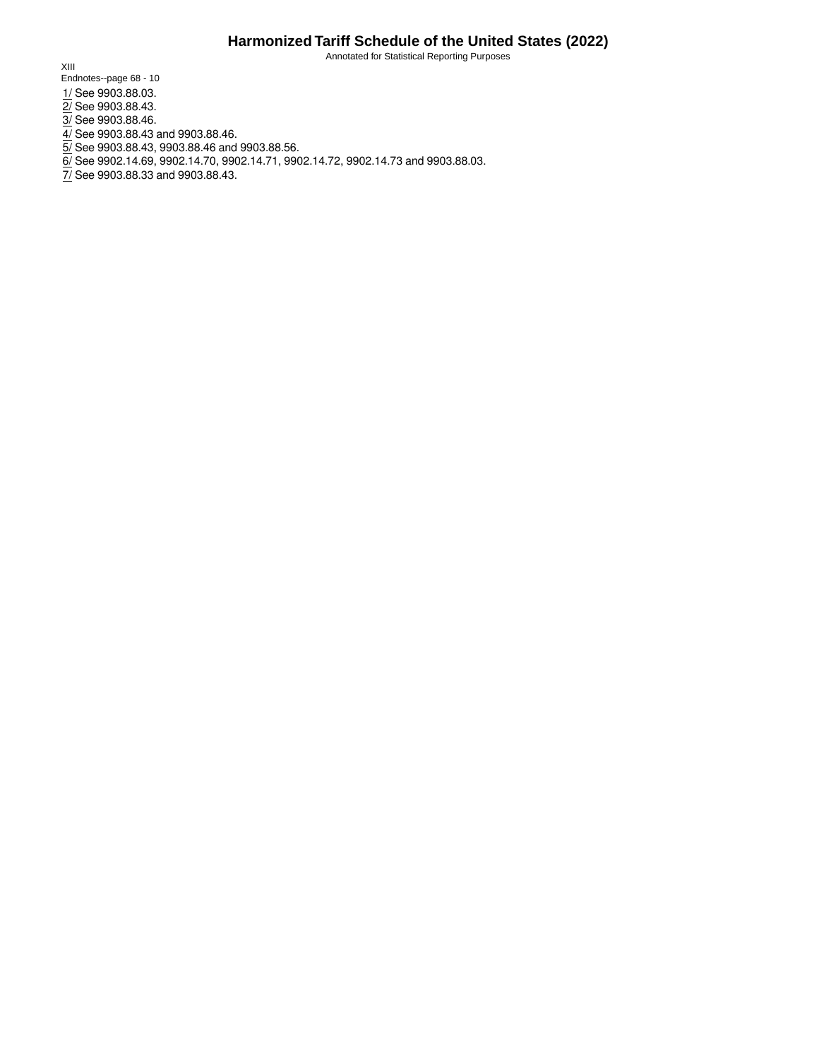XIII
Endnotes--page 68 - 10

1/ See 9903.88.03.
2/ See 9903.88.43.
3/ See 9903.88.46.
4/ See 9903.88.43 and 9903.88.46.
5/ See 9903.88.43, 9903.88.46 and 9903.88.56.
6/ See 9902.14.69, 9902.14.70, 9902.14.71, 9902.14.72, 9902.14.73 and 9903.88.03.
7/ See 9903.88.33 and 9903.88.43.